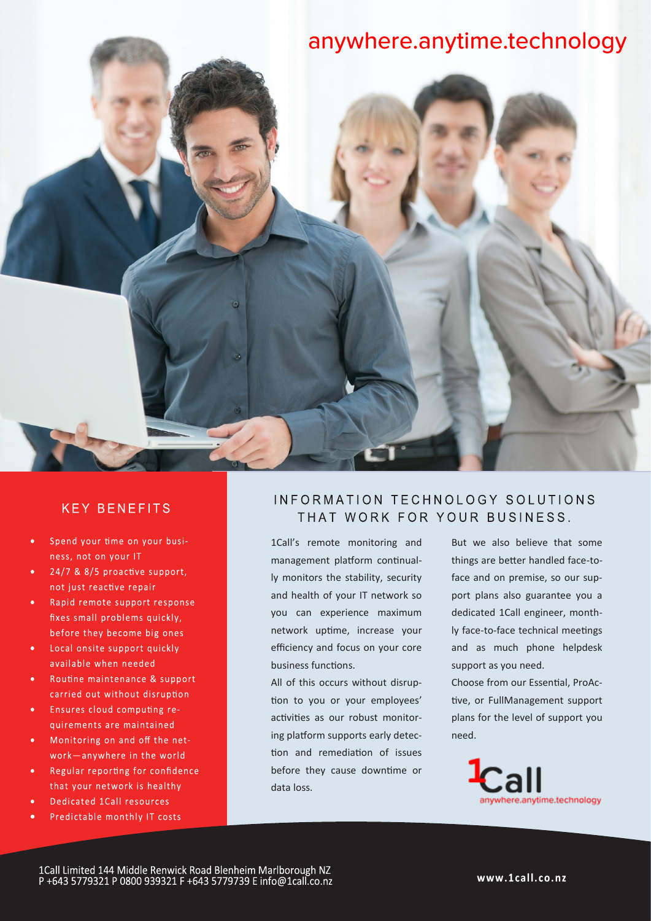anywhere.anytime.technology

## KEY BENEFITS

- Spend your time on your business, not on your IT
- 24/7 & 8/5 proactive support, not just reactive repair
- Rapid remote support response fixes small problems quickly, before they become big ones
- Local onsite support quickly available when needed
- Routine maintenance & support carried out without disruption
- Ensures cloud computing requirements are maintained
- Monitoring on and off the network—anywhere in the world
- Regular reporting for confidence that your network is healthy
- Dedicated 1Call resources
- Predictable monthly IT costs

## INFORMATION TECHNOLOGY SOLUTIONS THAT WORK FOR YOUR BUSINESS.

1Call's remote monitoring and management platform continually monitors the stability, security and health of your IT network so you can experience maximum network uptime, increase your efficiency and focus on your core business functions.

All of this occurs without disruption to you or your employees' activities as our robust monitoring platform supports early detection and remediation of issues before they cause downtime or data loss.

But we also believe that some things are better handled face-to-face and on premise, so our support plans also guarantee you a dedicated 1Call engineer, monthly face-to-face technical meetings and as much phone helpdesk support as you need.

Choose from our Essential, ProActive, or FullManagement support plans for the level of support you need.

1Call
anywhere.anytime.technology

1Call Limited 144 Middle Renwick Road Blenheim Marlborough NZ
P +643 5779321 P 0800 939321 F +643 5779739 E info@1call.co.nz

www.1call.co.nz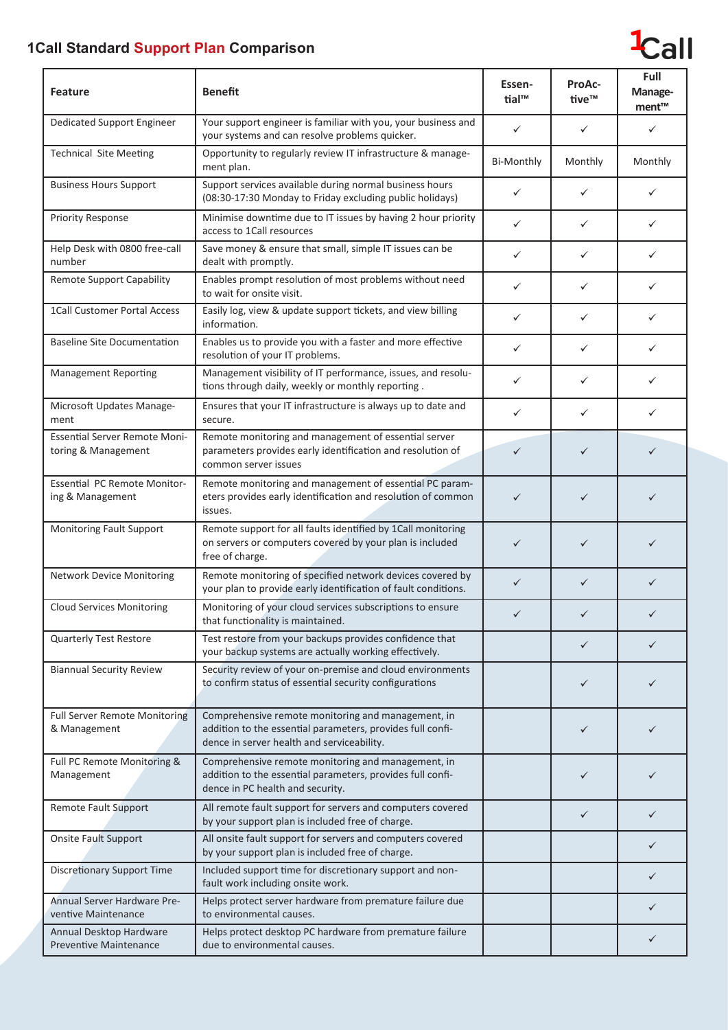## 1Call Standard Support Plan Comparison

| Feature | Benefit | Essential™ | ProActive™ | Full Management™ |
|---|---|---|---|---|
| Dedicated Support Engineer | Your support engineer is familiar with you, your business and your systems and can resolve problems quicker. | ✓ | ✓ | ✓ |
| Technical Site Meeting | Opportunity to regularly review IT infrastructure & management plan. | Bi-Monthly | Monthly | Monthly |
| Business Hours Support | Support services available during normal business hours (08:30-17:30 Monday to Friday excluding public holidays) | ✓ | ✓ | ✓ |
| Priority Response | Minimise downtime due to IT issues by having 2 hour priority access to 1Call resources | ✓ | ✓ | ✓ |
| Help Desk with 0800 free-call number | Save money & ensure that small, simple IT issues can be dealt with promptly. | ✓ | ✓ | ✓ |
| Remote Support Capability | Enables prompt resolution of most problems without need to wait for onsite visit. | ✓ | ✓ | ✓ |
| 1Call Customer Portal Access | Easily log, view & update support tickets, and view billing information. | ✓ | ✓ | ✓ |
| Baseline Site Documentation | Enables us to provide you with a faster and more effective resolution of your IT problems. | ✓ | ✓ | ✓ |
| Management Reporting | Management visibility of IT performance, issues, and resolutions through daily, weekly or monthly reporting . | ✓ | ✓ | ✓ |
| Microsoft Updates Management | Ensures that your IT infrastructure is always up to date and secure. | ✓ | ✓ | ✓ |
| Essential Server Remote Monitoring & Management | Remote monitoring and management of essential server parameters provides early identification and resolution of common server issues | ✓ | ✓ | ✓ |
| Essential PC Remote Monitoring & Management | Remote monitoring and management of essential PC parameters provides early identification and resolution of common issues. | ✓ | ✓ | ✓ |
| Monitoring Fault Support | Remote support for all faults identified by 1Call monitoring on servers or computers covered by your plan is included free of charge. | ✓ | ✓ | ✓ |
| Network Device Monitoring | Remote monitoring of specified network devices covered by your plan to provide early identification of fault conditions. | ✓ | ✓ | ✓ |
| Cloud Services Monitoring | Monitoring of your cloud services subscriptions to ensure that functionality is maintained. | ✓ | ✓ | ✓ |
| Quarterly Test Restore | Test restore from your backups provides confidence that your backup systems are actually working effectively. | | ✓ | ✓ |
| Biannual Security Review | Security review of your on-premise and cloud environments to confirm status of essential security configurations | | ✓ | ✓ |
| Full Server Remote Monitoring & Management | Comprehensive remote monitoring and management, in addition to the essential parameters, provides full confidence in server health and serviceability. | | ✓ | ✓ |
| Full PC Remote Monitoring & Management | Comprehensive remote monitoring and management, in addition to the essential parameters, provides full confidence in PC health and security. | | ✓ | ✓ |
| Remote Fault Support | All remote fault support for servers and computers covered by your support plan is included free of charge. | | ✓ | ✓ |
| Onsite Fault Support | All onsite fault support for servers and computers covered by your support plan is included free of charge. | | | ✓ |
| Discretionary Support Time | Included support time for discretionary support and non-fault work including onsite work. | | | ✓ |
| Annual Server Hardware Preventive Maintenance | Helps protect server hardware from premature failure due to environmental causes. | | | ✓ |
| Annual Desktop Hardware Preventive Maintenance | Helps protect desktop PC hardware from premature failure due to environmental causes. | | | ✓ |